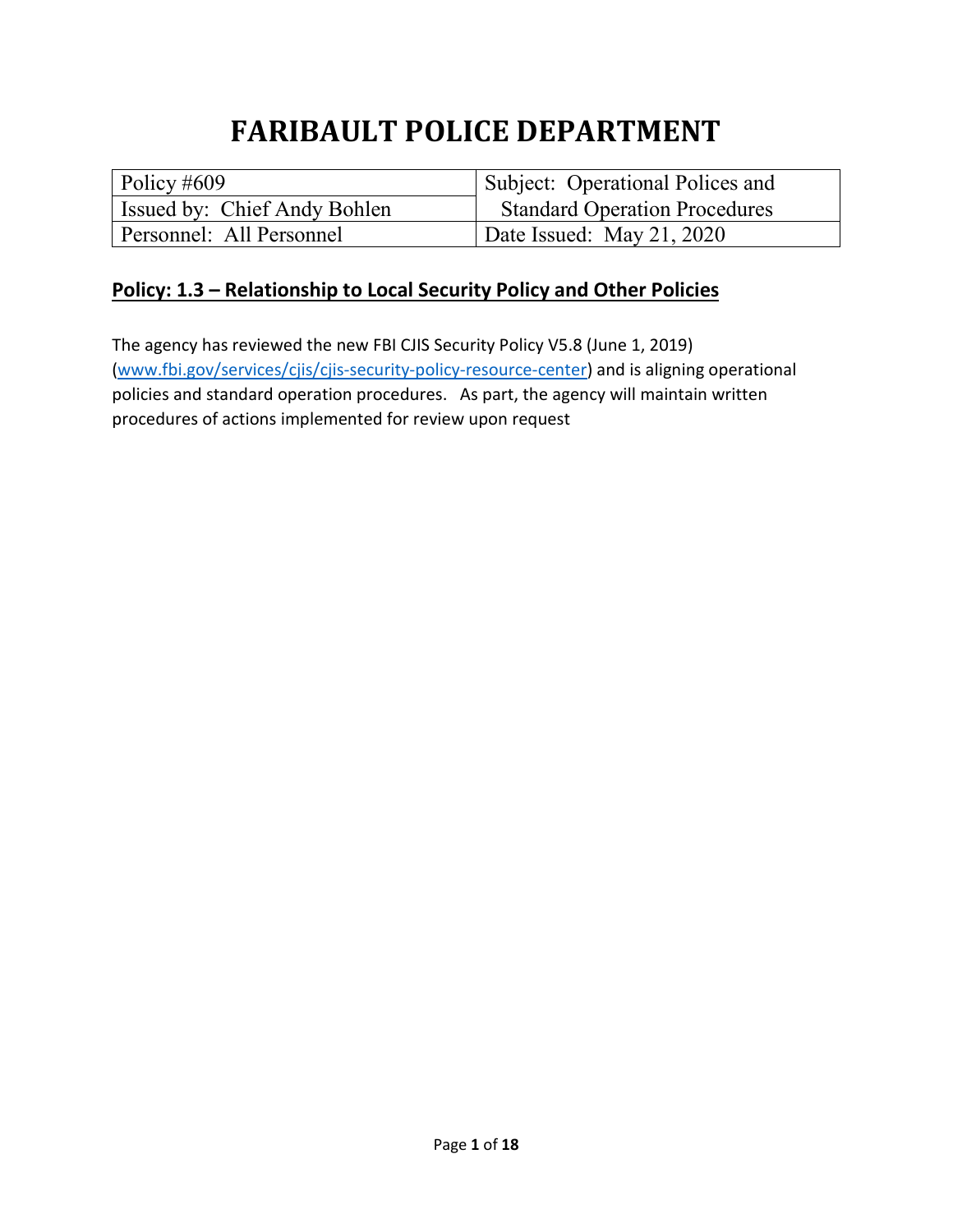# FARIBAULT POLICE DEPARTMENT

| Policy #609 | Subject: Operational Polices and Standard Operation Procedures |
|---|---|
| Issued by: Chief Andy Bohlen | |
| Personnel: All Personnel | Date Issued: May 21, 2020 |

## Policy: 1.3 – Relationship to Local Security Policy and Other Policies

The agency has reviewed the new FBI CJIS Security Policy V5.8 (June 1, 2019) (www.fbi.gov/services/cjis/cjis-security-policy-resource-center) and is aligning operational policies and standard operation procedures. As part, the agency will maintain written procedures of actions implemented for review upon request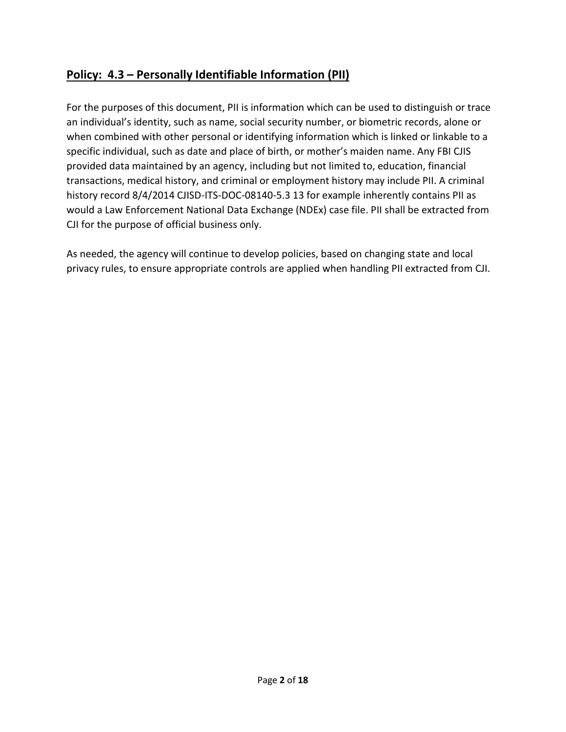## Policy: 4.3 – Personally Identifiable Information (PII)

For the purposes of this document, PII is information which can be used to distinguish or trace an individual's identity, such as name, social security number, or biometric records, alone or when combined with other personal or identifying information which is linked or linkable to a specific individual, such as date and place of birth, or mother's maiden name. Any FBI CJIS provided data maintained by an agency, including but not limited to, education, financial transactions, medical history, and criminal or employment history may include PII. A criminal history record 8/4/2014 CJISD-ITS-DOC-08140-5.3 13 for example inherently contains PII as would a Law Enforcement National Data Exchange (NDEx) case file. PII shall be extracted from CJI for the purpose of official business only.

As needed, the agency will continue to develop policies, based on changing state and local privacy rules, to ensure appropriate controls are applied when handling PII extracted from CJI.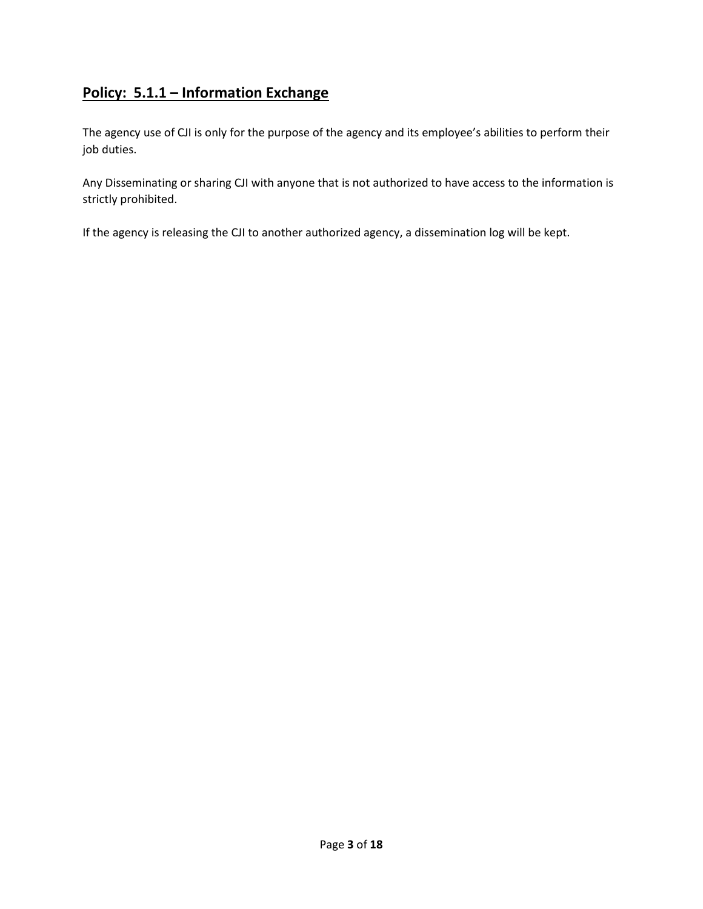## <u>**Policy: 5.1.1 – Information Exchange**</u>

The agency use of CJI is only for the purpose of the agency and its employee's abilities to perform their job duties.

Any Disseminating or sharing CJI with anyone that is not authorized to have access to the information is strictly prohibited.

If the agency is releasing the CJI to another authorized agency, a dissemination log will be kept.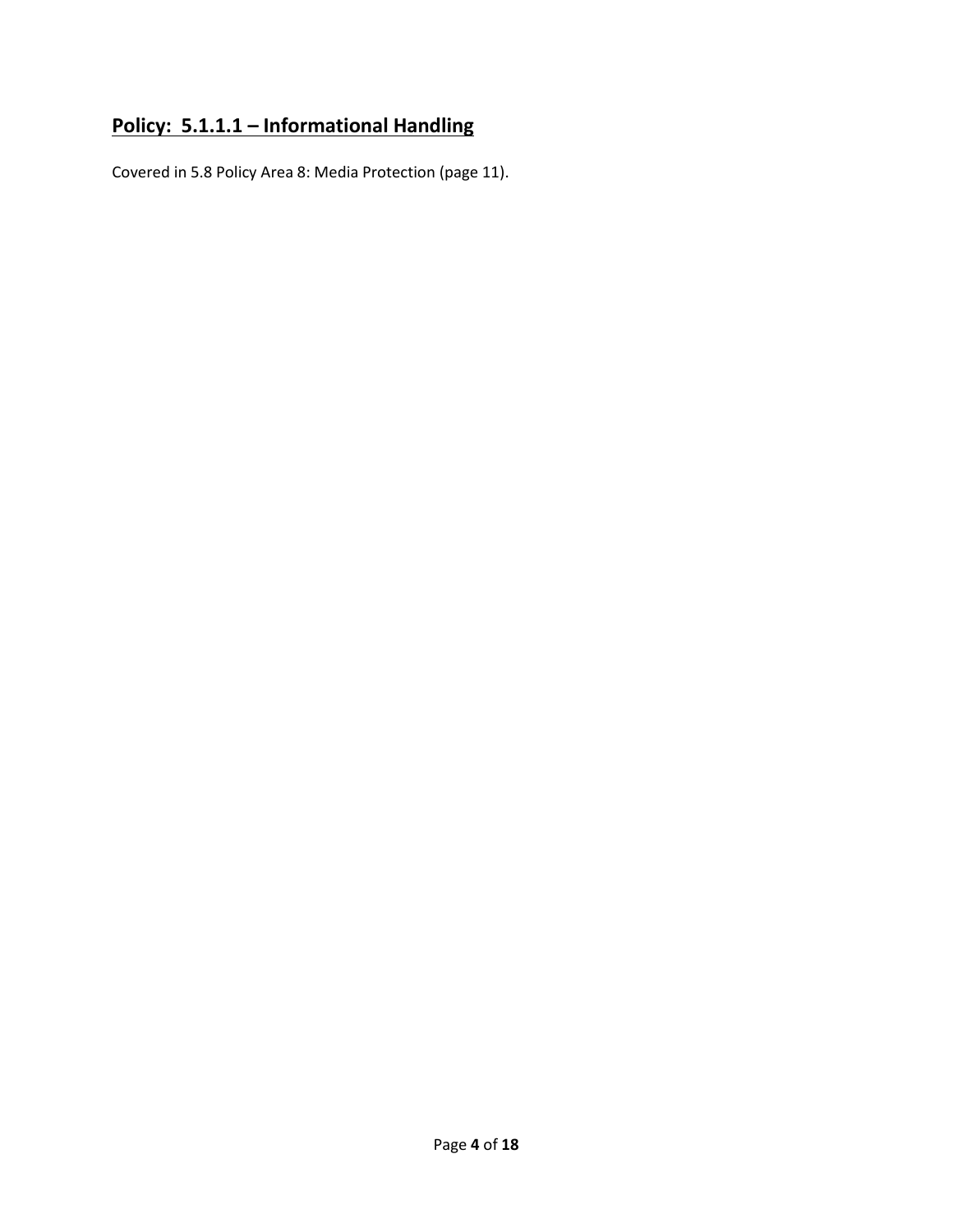## **Policy: 5.1.1.1 – Informational Handling**

Covered in 5.8 Policy Area 8: Media Protection (page 11).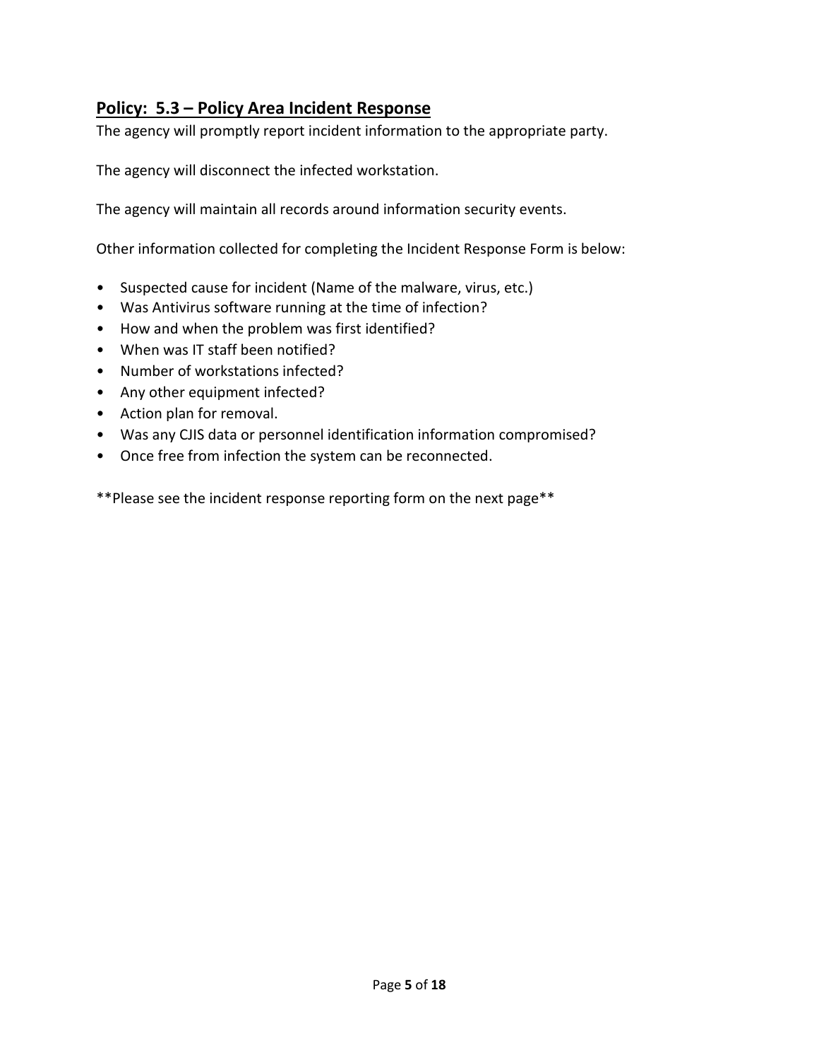## Policy: 5.3 – Policy Area Incident Response

The agency will promptly report incident information to the appropriate party.

The agency will disconnect the infected workstation.

The agency will maintain all records around information security events.

Other information collected for completing the Incident Response Form is below:

- Suspected cause for incident (Name of the malware, virus, etc.)
- Was Antivirus software running at the time of infection?
- How and when the problem was first identified?
- When was IT staff been notified?
- Number of workstations infected?
- Any other equipment infected?
- Action plan for removal.
- Was any CJIS data or personnel identification information compromised?
- Once free from infection the system can be reconnected.

**Please see the incident response reporting form on the next page**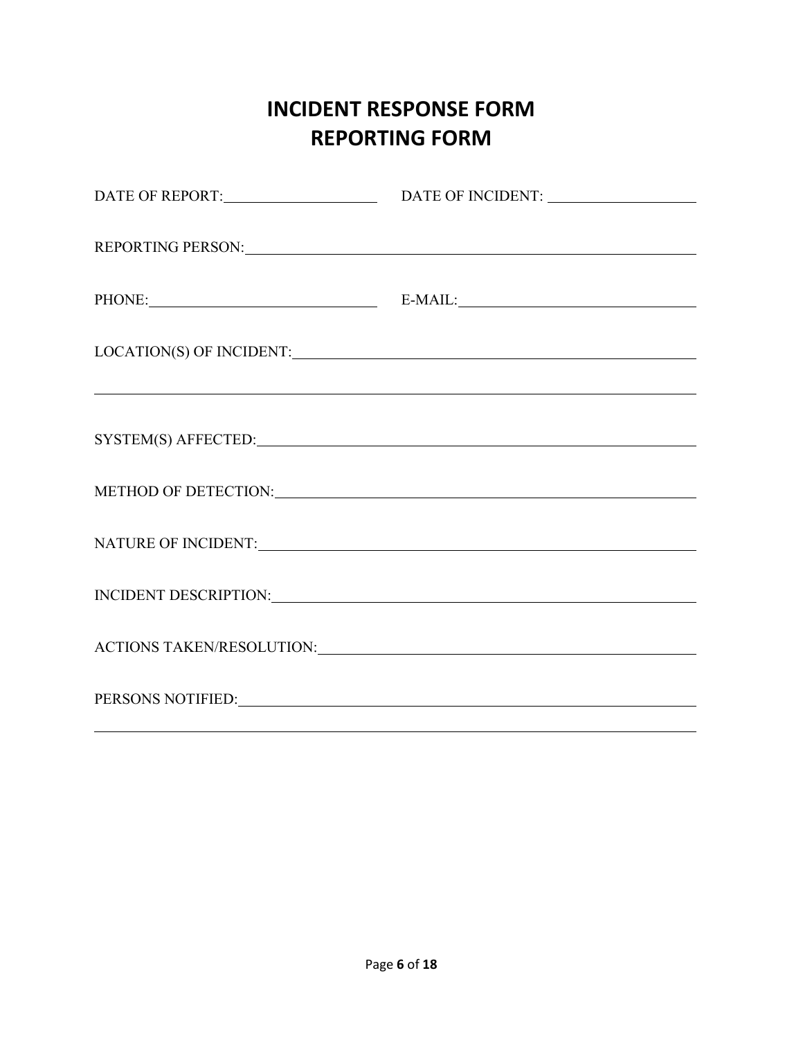# INCIDENT RESPONSE FORM
# REPORTING FORM

DATE OF REPORT:____________________ DATE OF INCIDENT: ____________________

REPORTING PERSON:________________________________________________________________

PHONE:______________________________ E-MAIL:______________________________

LOCATION(S) OF INCIDENT:____________________________________________________

________________________________________________________________________________

SYSTEM(S) AFFECTED:_________________________________________________________

METHOD OF DETECTION:________________________________________________________

NATURE OF INCIDENT:_________________________________________________________

INCIDENT DESCRIPTION:_______________________________________________________

ACTIONS TAKEN/RESOLUTION:___________________________________________________

PERSONS NOTIFIED:___________________________________________________________

________________________________________________________________________________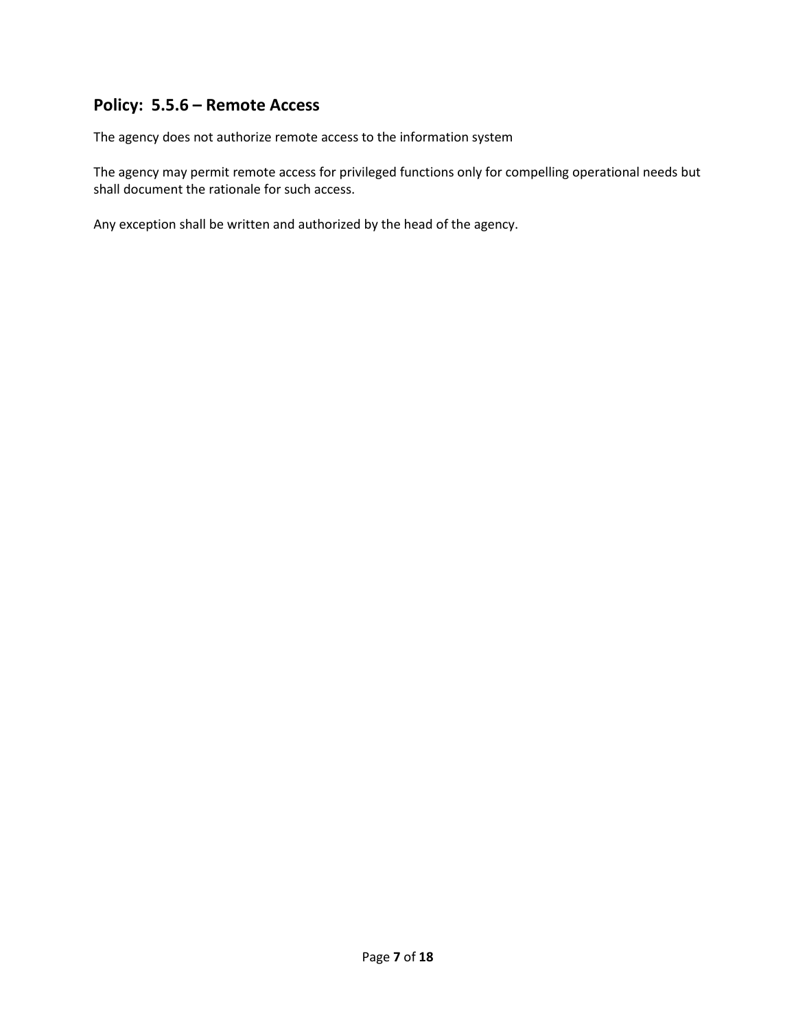## Policy: 5.5.6 – Remote Access

The agency does not authorize remote access to the information system

The agency may permit remote access for privileged functions only for compelling operational needs but shall document the rationale for such access.

Any exception shall be written and authorized by the head of the agency.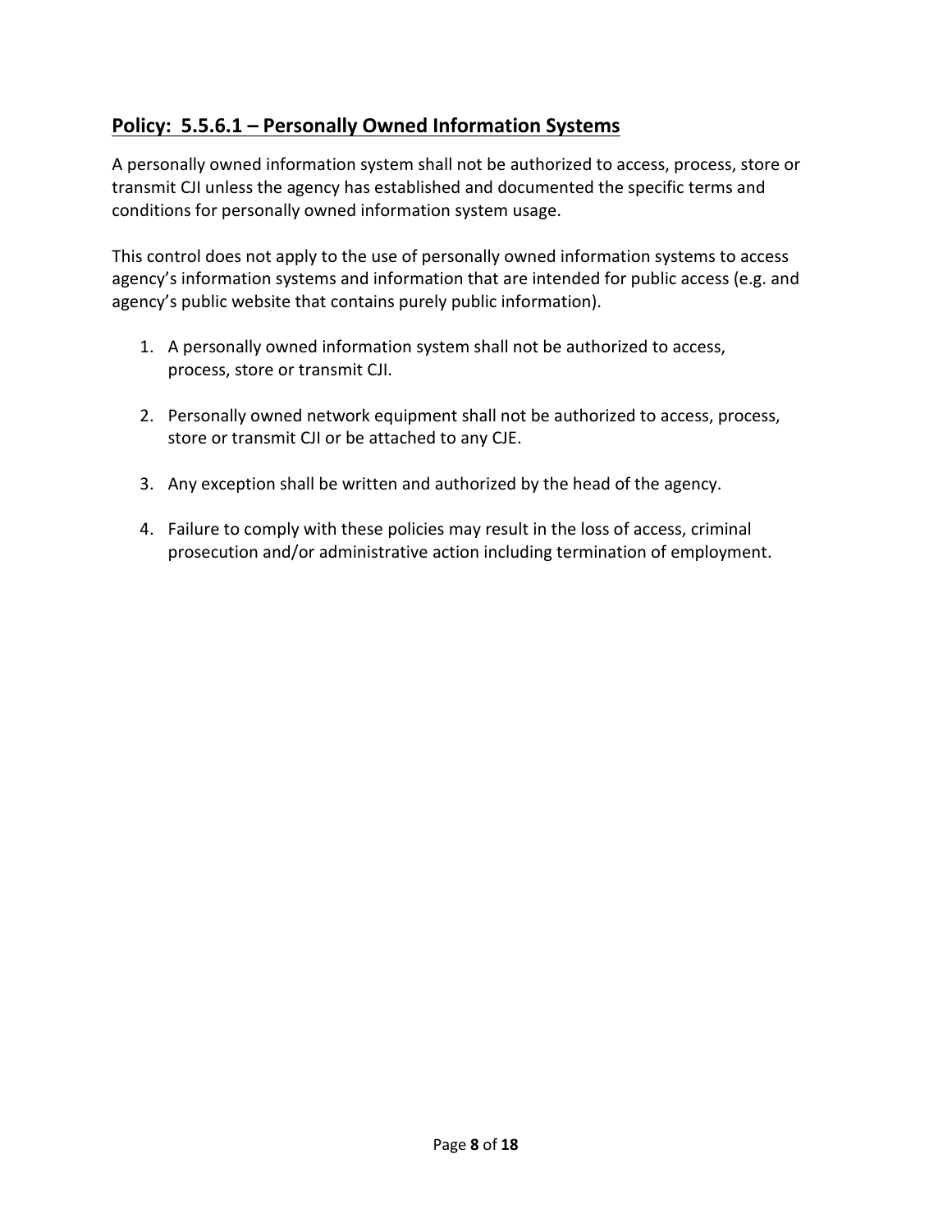## Policy: 5.5.6.1 – Personally Owned Information Systems

A personally owned information system shall not be authorized to access, process, store or transmit CJI unless the agency has established and documented the specific terms and conditions for personally owned information system usage.

This control does not apply to the use of personally owned information systems to access agency's information systems and information that are intended for public access (e.g. and agency's public website that contains purely public information).

1. A personally owned information system shall not be authorized to access, process, store or transmit CJI.

2. Personally owned network equipment shall not be authorized to access, process, store or transmit CJI or be attached to any CJE.

3. Any exception shall be written and authorized by the head of the agency.

4. Failure to comply with these policies may result in the loss of access, criminal prosecution and/or administrative action including termination of employment.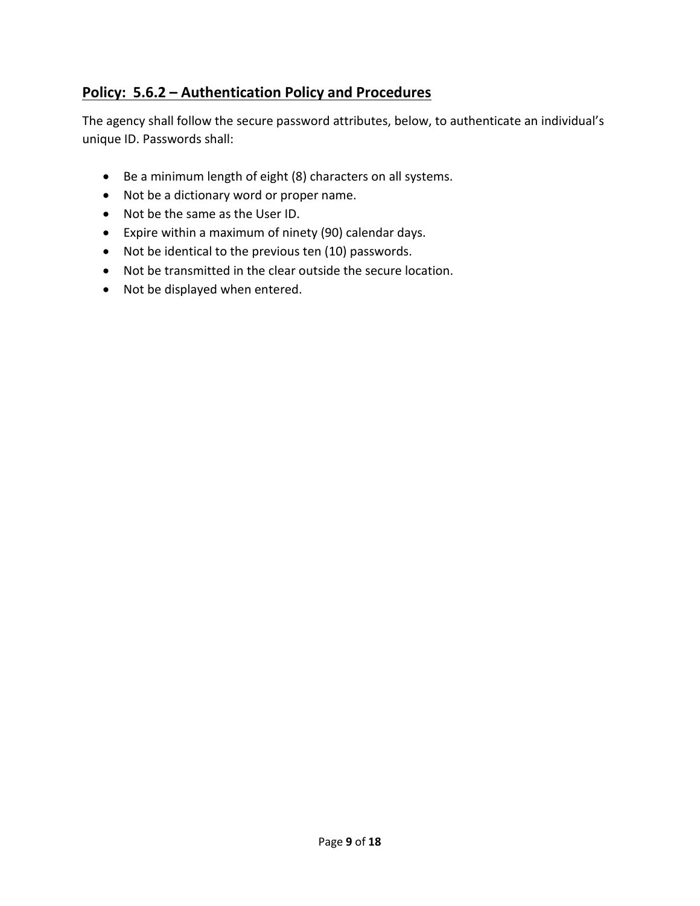## Policy: 5.6.2 – Authentication Policy and Procedures

The agency shall follow the secure password attributes, below, to authenticate an individual's unique ID. Passwords shall:

- Be a minimum length of eight (8) characters on all systems.
- Not be a dictionary word or proper name.
- Not be the same as the User ID.
- Expire within a maximum of ninety (90) calendar days.
- Not be identical to the previous ten (10) passwords.
- Not be transmitted in the clear outside the secure location.
- Not be displayed when entered.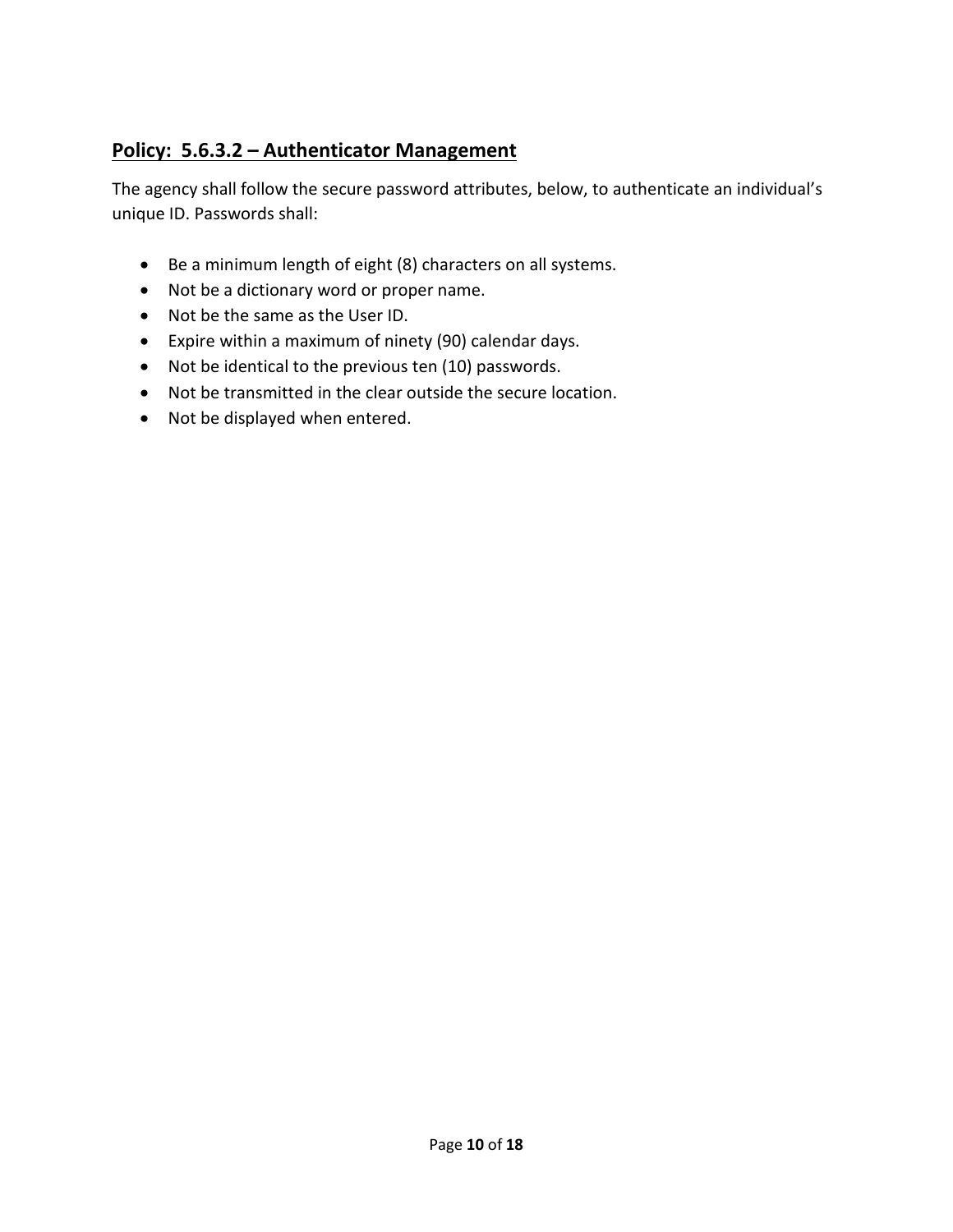## **Policy: 5.6.3.2 – Authenticator Management**

The agency shall follow the secure password attributes, below, to authenticate an individual's unique ID. Passwords shall:

- Be a minimum length of eight (8) characters on all systems.
- Not be a dictionary word or proper name.
- Not be the same as the User ID.
- Expire within a maximum of ninety (90) calendar days.
- Not be identical to the previous ten (10) passwords.
- Not be transmitted in the clear outside the secure location.
- Not be displayed when entered.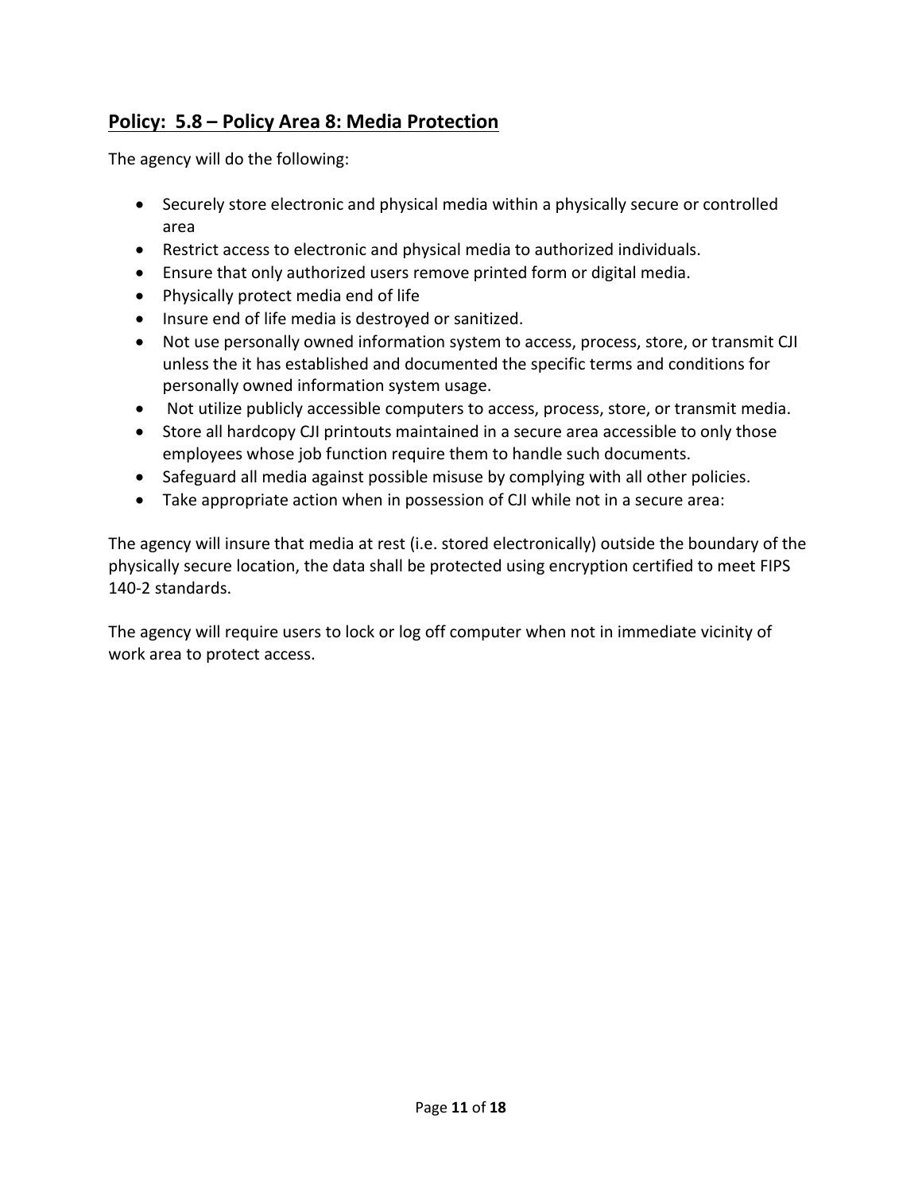## Policy: 5.8 – Policy Area 8: Media Protection

The agency will do the following:

- Securely store electronic and physical media within a physically secure or controlled area
- Restrict access to electronic and physical media to authorized individuals.
- Ensure that only authorized users remove printed form or digital media.
- Physically protect media end of life
- Insure end of life media is destroyed or sanitized.
- Not use personally owned information system to access, process, store, or transmit CJI unless the it has established and documented the specific terms and conditions for personally owned information system usage.
- Not utilize publicly accessible computers to access, process, store, or transmit media.
- Store all hardcopy CJI printouts maintained in a secure area accessible to only those employees whose job function require them to handle such documents.
- Safeguard all media against possible misuse by complying with all other policies.
- Take appropriate action when in possession of CJI while not in a secure area:

The agency will insure that media at rest (i.e. stored electronically) outside the boundary of the physically secure location, the data shall be protected using encryption certified to meet FIPS 140-2 standards.

The agency will require users to lock or log off computer when not in immediate vicinity of work area to protect access.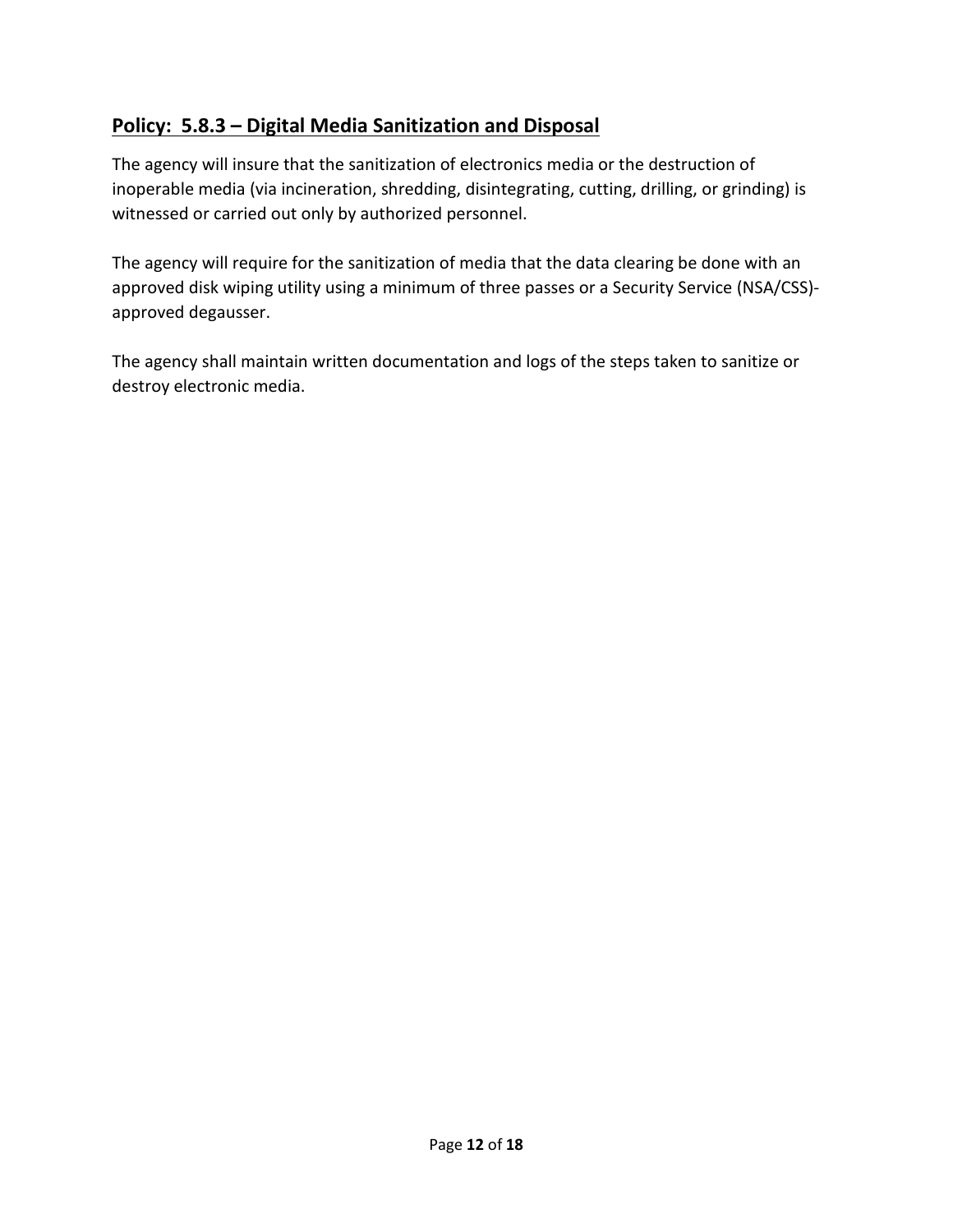## Policy: 5.8.3 – Digital Media Sanitization and Disposal

The agency will insure that the sanitization of electronics media or the destruction of inoperable media (via incineration, shredding, disintegrating, cutting, drilling, or grinding) is witnessed or carried out only by authorized personnel.

The agency will require for the sanitization of media that the data clearing be done with an approved disk wiping utility using a minimum of three passes or a Security Service (NSA/CSS)-approved degausser.

The agency shall maintain written documentation and logs of the steps taken to sanitize or destroy electronic media.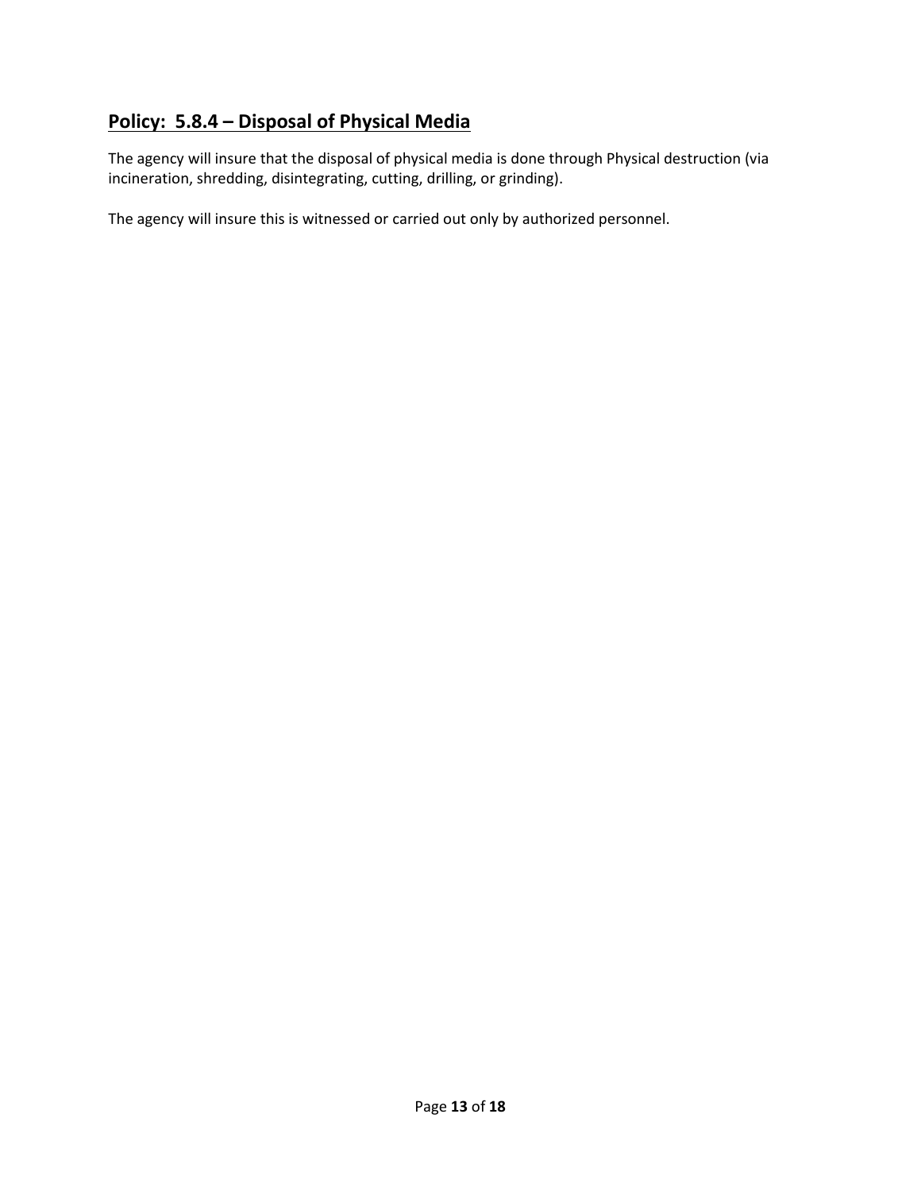## Policy:  5.8.4 – Disposal of Physical Media

The agency will insure that the disposal of physical media is done through Physical destruction (via incineration, shredding, disintegrating, cutting, drilling, or grinding).

The agency will insure this is witnessed or carried out only by authorized personnel.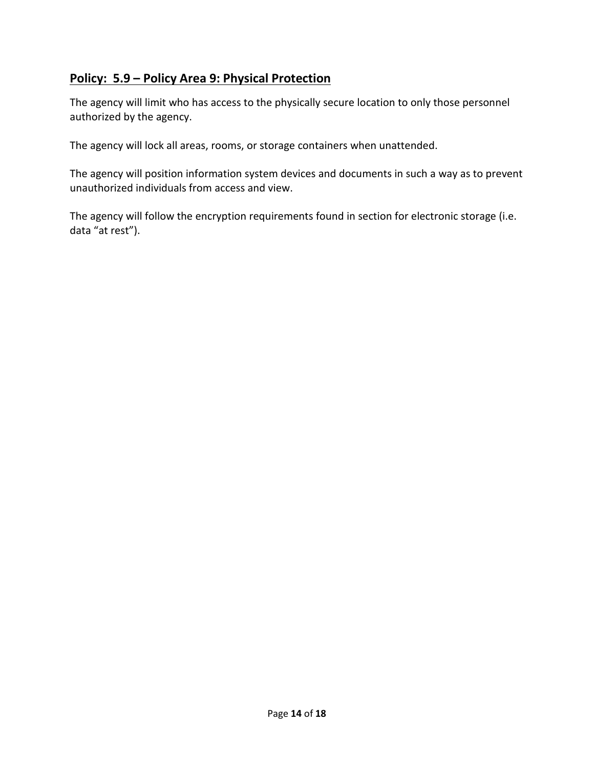## Policy: 5.9 – Policy Area 9: Physical Protection

The agency will limit who has access to the physically secure location to only those personnel authorized by the agency.

The agency will lock all areas, rooms, or storage containers when unattended.

The agency will position information system devices and documents in such a way as to prevent unauthorized individuals from access and view.

The agency will follow the encryption requirements found in section for electronic storage (i.e. data "at rest").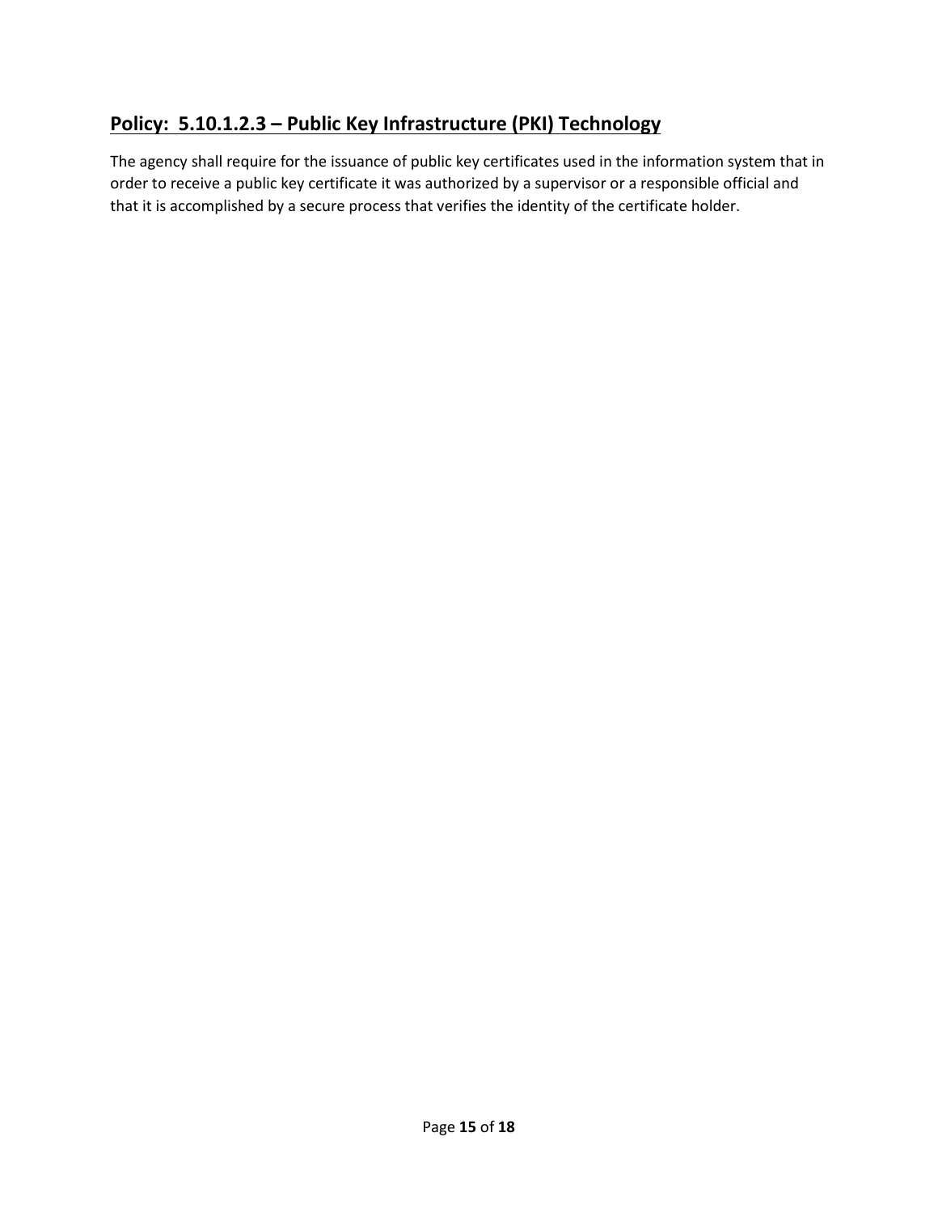## **Policy: 5.10.1.2.3 – Public Key Infrastructure (PKI) Technology**

The agency shall require for the issuance of public key certificates used in the information system that in order to receive a public key certificate it was authorized by a supervisor or a responsible official and that it is accomplished by a secure process that verifies the identity of the certificate holder.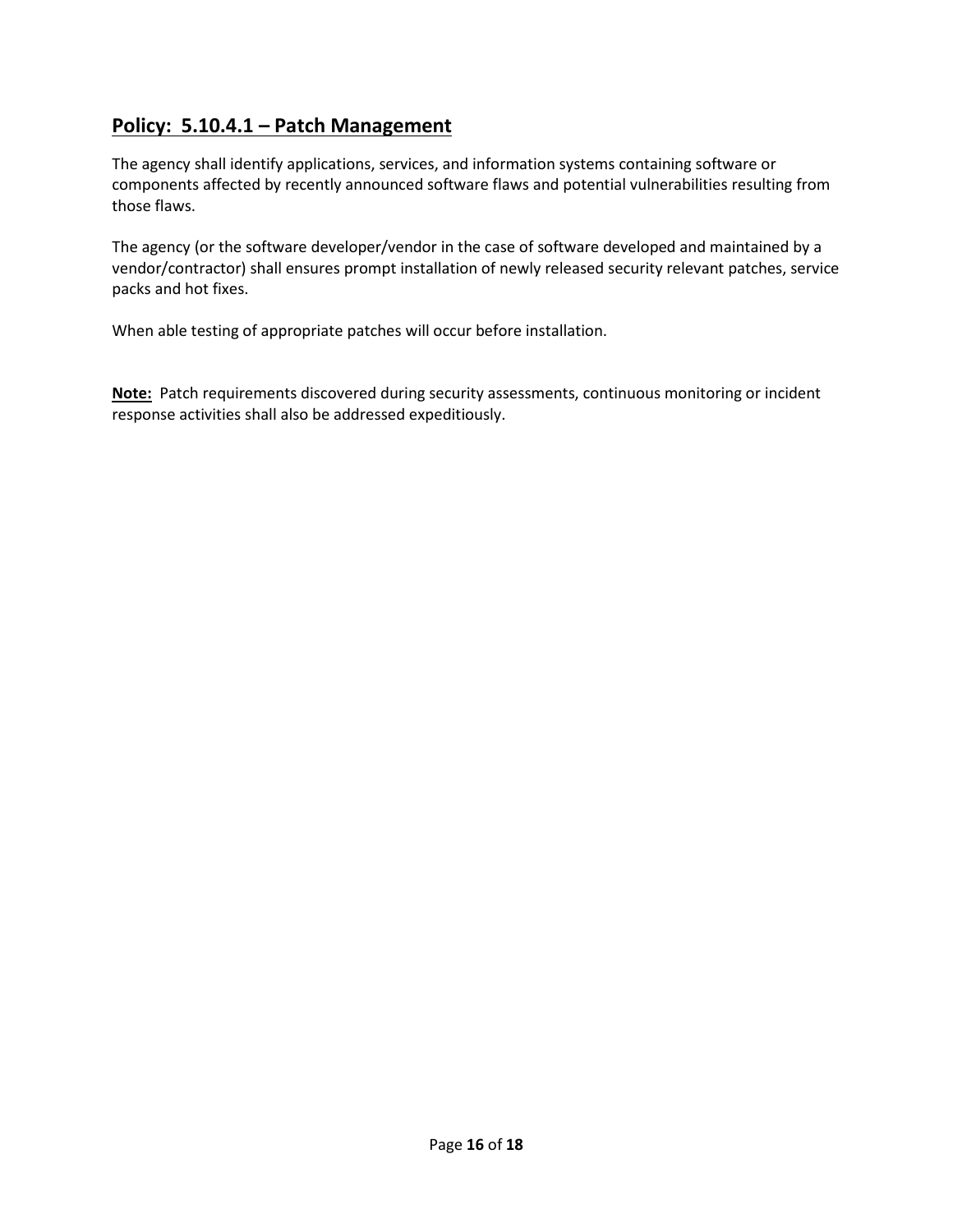## Policy: 5.10.4.1 – Patch Management

The agency shall identify applications, services, and information systems containing software or components affected by recently announced software flaws and potential vulnerabilities resulting from those flaws.

The agency (or the software developer/vendor in the case of software developed and maintained by a vendor/contractor) shall ensures prompt installation of newly released security relevant patches, service packs and hot fixes.

When able testing of appropriate patches will occur before installation.

**Note:** Patch requirements discovered during security assessments, continuous monitoring or incident response activities shall also be addressed expeditiously.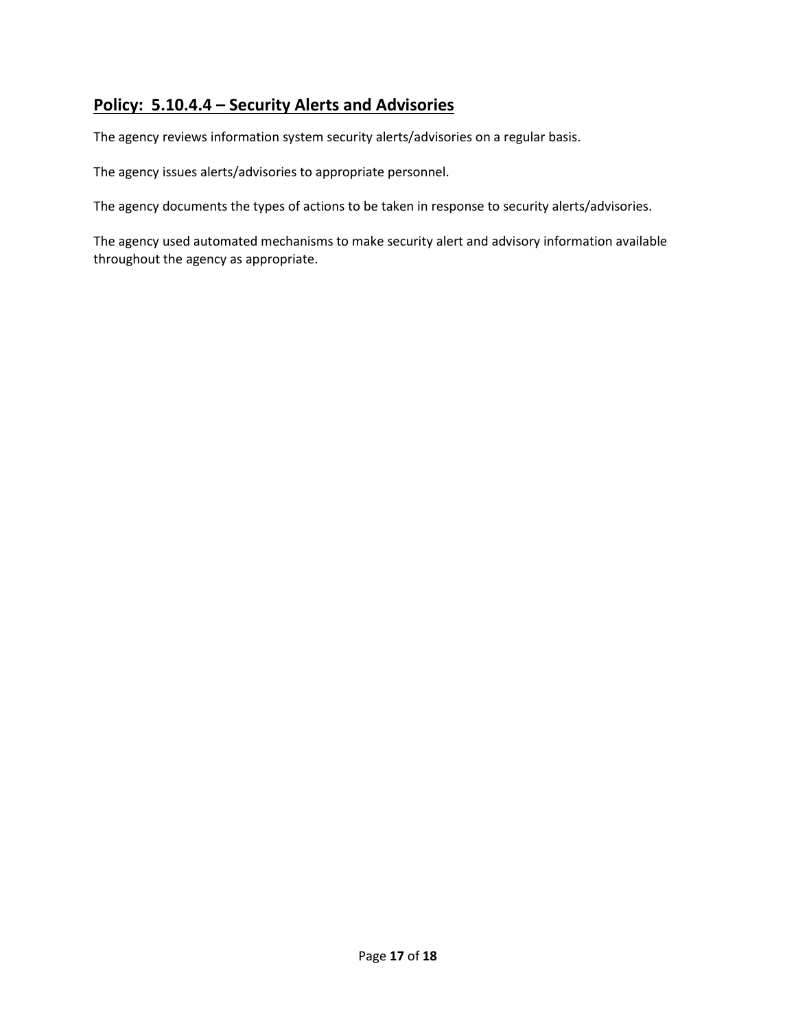## **Policy: 5.10.4.4 – Security Alerts and Advisories**

The agency reviews information system security alerts/advisories on a regular basis.

The agency issues alerts/advisories to appropriate personnel.

The agency documents the types of actions to be taken in response to security alerts/advisories.

The agency used automated mechanisms to make security alert and advisory information available throughout the agency as appropriate.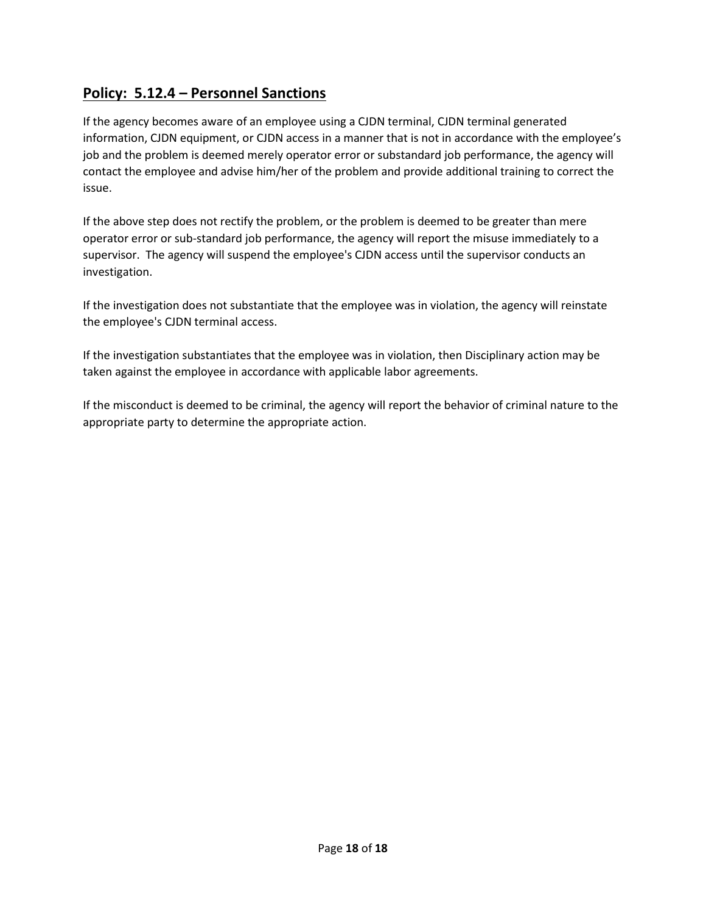## Policy: 5.12.4 – Personnel Sanctions

If the agency becomes aware of an employee using a CJDN terminal, CJDN terminal generated information, CJDN equipment, or CJDN access in a manner that is not in accordance with the employee's job and the problem is deemed merely operator error or substandard job performance, the agency will contact the employee and advise him/her of the problem and provide additional training to correct the issue.

If the above step does not rectify the problem, or the problem is deemed to be greater than mere operator error or sub-standard job performance, the agency will report the misuse immediately to a supervisor. The agency will suspend the employee's CJDN access until the supervisor conducts an investigation.

If the investigation does not substantiate that the employee was in violation, the agency will reinstate the employee's CJDN terminal access.

If the investigation substantiates that the employee was in violation, then Disciplinary action may be taken against the employee in accordance with applicable labor agreements.

If the misconduct is deemed to be criminal, the agency will report the behavior of criminal nature to the appropriate party to determine the appropriate action.